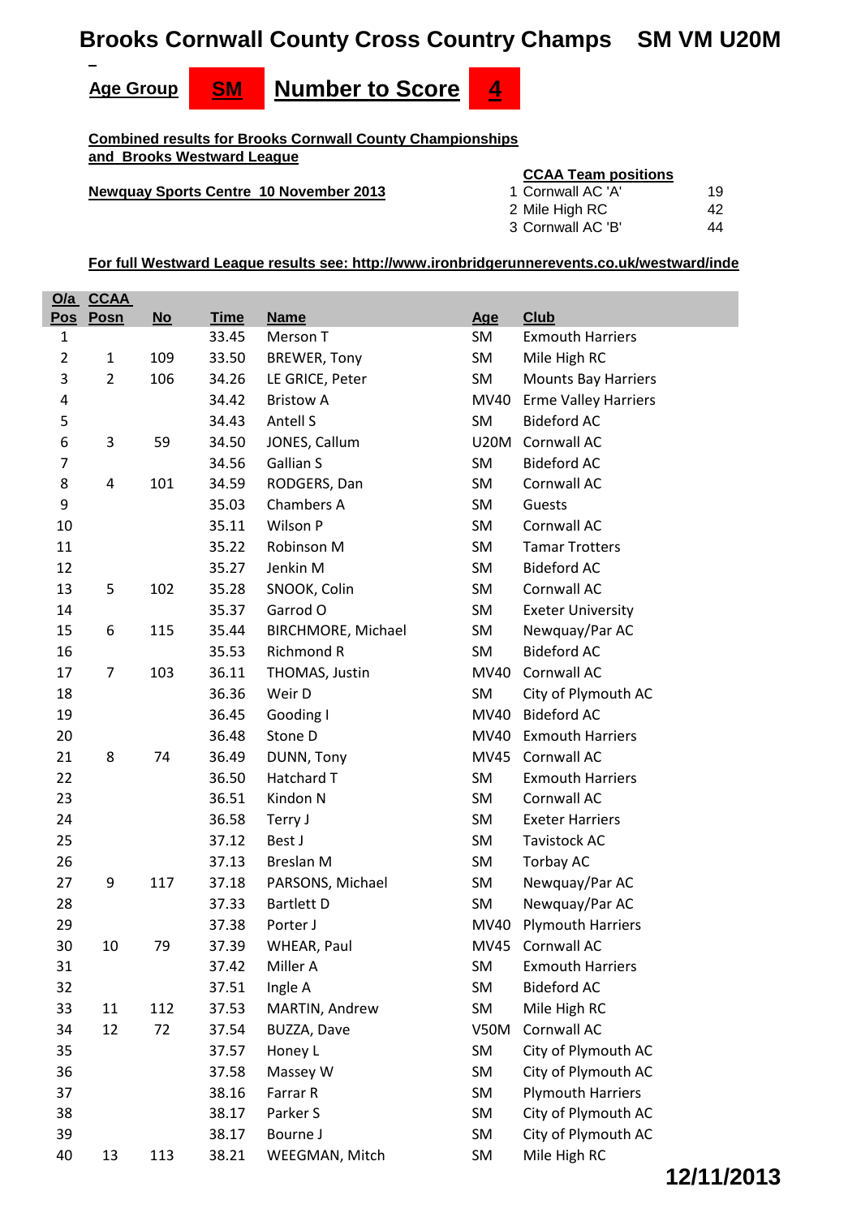# Brooks Cornwall County Cross Country Champs SM VM U20M

**Age Group** **SM** **Number to Score** **4**

**Combined results for Brooks Cornwall County Championships and Brooks Westward League**

**Newquay Sports Centre 10 November 2013**

**CCAA Team positions**

| | | |
|---|---|---|
| 1 | Cornwall AC 'A' | 19 |
| 2 | Mile High RC | 42 |
| 3 | Cornwall AC 'B' | 44 |

**For full Westward League results see: http://www.ironbridgerunnerevents.co.uk/westward/inde**

| O/a Pos | CCAA Posn | No | Time | Name | Age | Club |
|---|---|---|---|---|---|---|
| 1 | | | 33.45 | Merson T | SM | Exmouth Harriers |
| 2 | 1 | 109 | 33.50 | BREWER, Tony | SM | Mile High RC |
| 3 | 2 | 106 | 34.26 | LE GRICE, Peter | SM | Mounts Bay Harriers |
| 4 | | | 34.42 | Bristow A | MV40 | Erme Valley Harriers |
| 5 | | | 34.43 | Antell S | SM | Bideford AC |
| 6 | 3 | 59 | 34.50 | JONES, Callum | U20M | Cornwall AC |
| 7 | | | 34.56 | Gallian S | SM | Bideford AC |
| 8 | 4 | 101 | 34.59 | RODGERS, Dan | SM | Cornwall AC |
| 9 | | | 35.03 | Chambers A | SM | Guests |
| 10 | | | 35.11 | Wilson P | SM | Cornwall AC |
| 11 | | | 35.22 | Robinson M | SM | Tamar Trotters |
| 12 | | | 35.27 | Jenkin M | SM | Bideford AC |
| 13 | 5 | 102 | 35.28 | SNOOK, Colin | SM | Cornwall AC |
| 14 | | | 35.37 | Garrod O | SM | Exeter University |
| 15 | 6 | 115 | 35.44 | BIRCHMORE, Michael | SM | Newquay/Par AC |
| 16 | | | 35.53 | Richmond R | SM | Bideford AC |
| 17 | 7 | 103 | 36.11 | THOMAS, Justin | MV40 | Cornwall AC |
| 18 | | | 36.36 | Weir D | SM | City of Plymouth AC |
| 19 | | | 36.45 | Gooding I | MV40 | Bideford AC |
| 20 | | | 36.48 | Stone D | MV40 | Exmouth Harriers |
| 21 | 8 | 74 | 36.49 | DUNN, Tony | MV45 | Cornwall AC |
| 22 | | | 36.50 | Hatchard T | SM | Exmouth Harriers |
| 23 | | | 36.51 | Kindon N | SM | Cornwall AC |
| 24 | | | 36.58 | Terry J | SM | Exeter Harriers |
| 25 | | | 37.12 | Best J | SM | Tavistock AC |
| 26 | | | 37.13 | Breslan M | SM | Torbay AC |
| 27 | 9 | 117 | 37.18 | PARSONS, Michael | SM | Newquay/Par AC |
| 28 | | | 37.33 | Bartlett D | SM | Newquay/Par AC |
| 29 | | | 37.38 | Porter J | MV40 | Plymouth Harriers |
| 30 | 10 | 79 | 37.39 | WHEAR, Paul | MV45 | Cornwall AC |
| 31 | | | 37.42 | Miller A | SM | Exmouth Harriers |
| 32 | | | 37.51 | Ingle A | SM | Bideford AC |
| 33 | 11 | 112 | 37.53 | MARTIN, Andrew | SM | Mile High RC |
| 34 | 12 | 72 | 37.54 | BUZZA, Dave | V50M | Cornwall AC |
| 35 | | | 37.57 | Honey L | SM | City of Plymouth AC |
| 36 | | | 37.58 | Massey W | SM | City of Plymouth AC |
| 37 | | | 38.16 | Farrar R | SM | Plymouth Harriers |
| 38 | | | 38.17 | Parker S | SM | City of Plymouth AC |
| 39 | | | 38.17 | Bourne J | SM | City of Plymouth AC |
| 40 | 13 | 113 | 38.21 | WEEGMAN, Mitch | SM | Mile High RC |

**12/11/2013**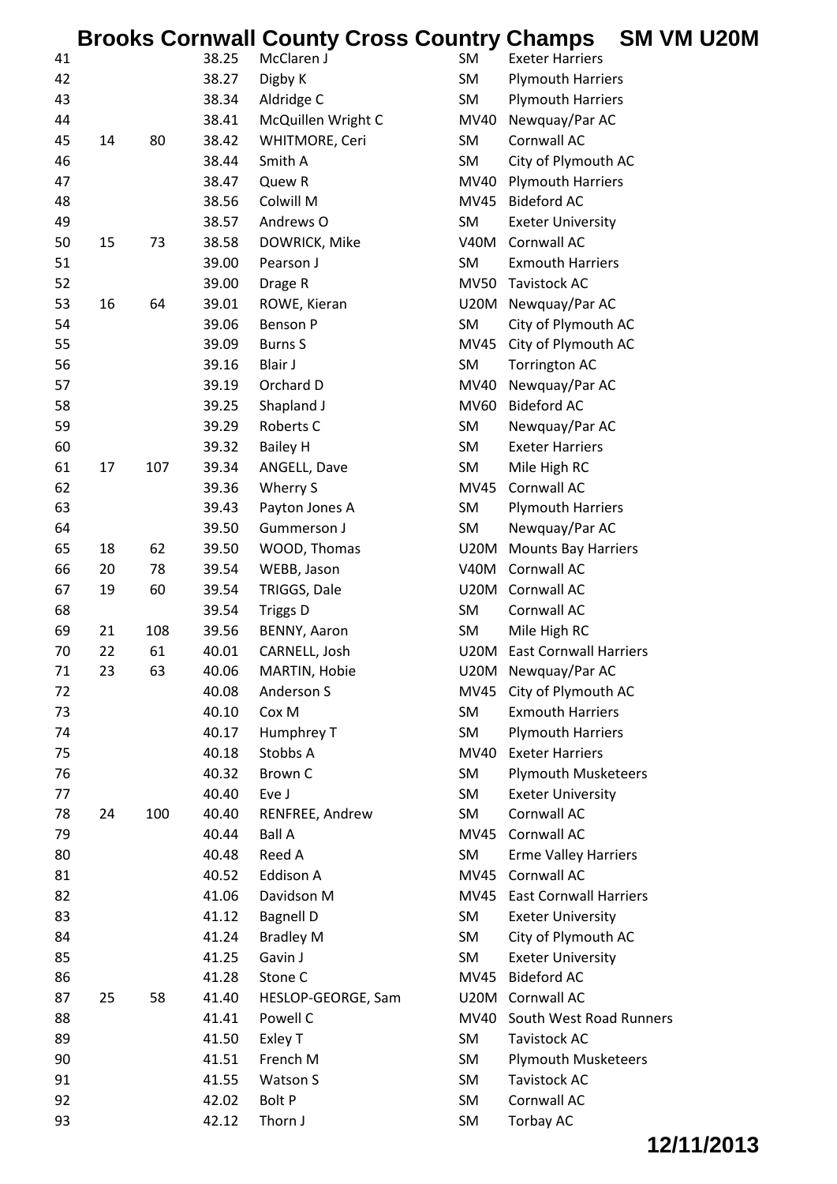# Brooks Cornwall County Cross Country Champs SM VM U20M

| | | | | | | |
|---|---|---|---|---|---|---|
| 41 | | | 38.25 | McClaren J | SM | Exeter Harriers |
| 42 | | | 38.27 | Digby K | SM | Plymouth Harriers |
| 43 | | | 38.34 | Aldridge C | SM | Plymouth Harriers |
| 44 | | | 38.41 | McQuillen Wright C | MV40 | Newquay/Par AC |
| 45 | 14 | 80 | 38.42 | WHITMORE, Ceri | SM | Cornwall AC |
| 46 | | | 38.44 | Smith A | SM | City of Plymouth AC |
| 47 | | | 38.47 | Quew R | MV40 | Plymouth Harriers |
| 48 | | | 38.56 | Colwill M | MV45 | Bideford AC |
| 49 | | | 38.57 | Andrews O | SM | Exeter University |
| 50 | 15 | 73 | 38.58 | DOWRICK, Mike | V40M | Cornwall AC |
| 51 | | | 39.00 | Pearson J | SM | Exmouth Harriers |
| 52 | | | 39.00 | Drage R | MV50 | Tavistock AC |
| 53 | 16 | 64 | 39.01 | ROWE, Kieran | U20M | Newquay/Par AC |
| 54 | | | 39.06 | Benson P | SM | City of Plymouth AC |
| 55 | | | 39.09 | Burns S | MV45 | City of Plymouth AC |
| 56 | | | 39.16 | Blair J | SM | Torrington AC |
| 57 | | | 39.19 | Orchard D | MV40 | Newquay/Par AC |
| 58 | | | 39.25 | Shapland J | MV60 | Bideford AC |
| 59 | | | 39.29 | Roberts C | SM | Newquay/Par AC |
| 60 | | | 39.32 | Bailey H | SM | Exeter Harriers |
| 61 | 17 | 107 | 39.34 | ANGELL, Dave | SM | Mile High RC |
| 62 | | | 39.36 | Wherry S | MV45 | Cornwall AC |
| 63 | | | 39.43 | Payton Jones A | SM | Plymouth Harriers |
| 64 | | | 39.50 | Gummerson J | SM | Newquay/Par AC |
| 65 | 18 | 62 | 39.50 | WOOD, Thomas | U20M | Mounts Bay Harriers |
| 66 | 20 | 78 | 39.54 | WEBB, Jason | V40M | Cornwall AC |
| 67 | 19 | 60 | 39.54 | TRIGGS, Dale | U20M | Cornwall AC |
| 68 | | | 39.54 | Triggs D | SM | Cornwall AC |
| 69 | 21 | 108 | 39.56 | BENNY, Aaron | SM | Mile High RC |
| 70 | 22 | 61 | 40.01 | CARNELL, Josh | U20M | East Cornwall Harriers |
| 71 | 23 | 63 | 40.06 | MARTIN, Hobie | U20M | Newquay/Par AC |
| 72 | | | 40.08 | Anderson S | MV45 | City of Plymouth AC |
| 73 | | | 40.10 | Cox M | SM | Exmouth Harriers |
| 74 | | | 40.17 | Humphrey T | SM | Plymouth Harriers |
| 75 | | | 40.18 | Stobbs A | MV40 | Exeter Harriers |
| 76 | | | 40.32 | Brown C | SM | Plymouth Musketeers |
| 77 | | | 40.40 | Eve J | SM | Exeter University |
| 78 | 24 | 100 | 40.40 | RENFREE, Andrew | SM | Cornwall AC |
| 79 | | | 40.44 | Ball A | MV45 | Cornwall AC |
| 80 | | | 40.48 | Reed A | SM | Erme Valley Harriers |
| 81 | | | 40.52 | Eddison A | MV45 | Cornwall AC |
| 82 | | | 41.06 | Davidson M | MV45 | East Cornwall Harriers |
| 83 | | | 41.12 | Bagnell D | SM | Exeter University |
| 84 | | | 41.24 | Bradley M | SM | City of Plymouth AC |
| 85 | | | 41.25 | Gavin J | SM | Exeter University |
| 86 | | | 41.28 | Stone C | MV45 | Bideford AC |
| 87 | 25 | 58 | 41.40 | HESLOP-GEORGE, Sam | U20M | Cornwall AC |
| 88 | | | 41.41 | Powell C | MV40 | South West Road Runners |
| 89 | | | 41.50 | Exley T | SM | Tavistock AC |
| 90 | | | 41.51 | French M | SM | Plymouth Musketeers |
| 91 | | | 41.55 | Watson S | SM | Tavistock AC |
| 92 | | | 42.02 | Bolt P | SM | Cornwall AC |
| 93 | | | 42.12 | Thorn J | SM | Torbay AC |

12/11/2013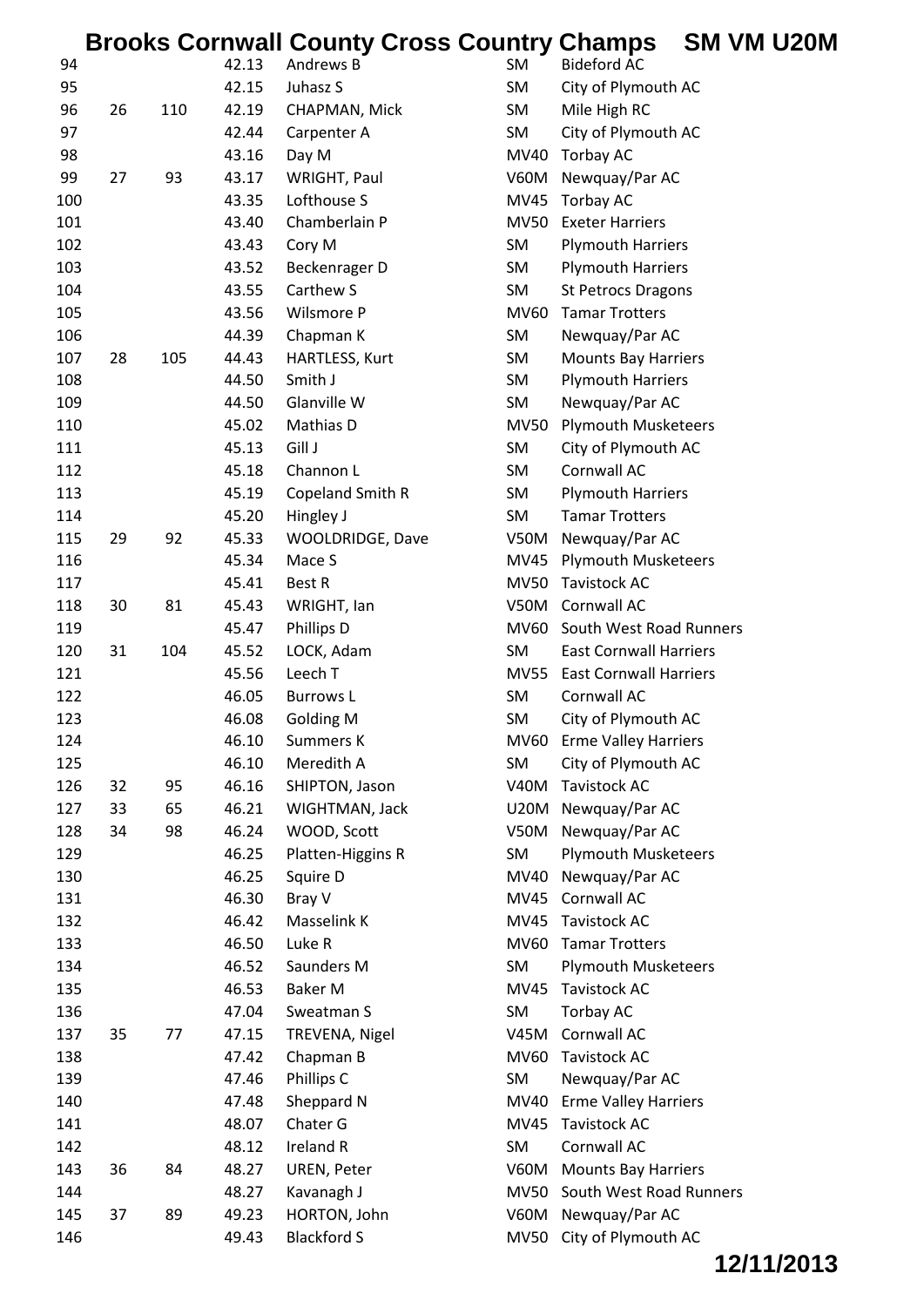# Brooks Cornwall County Cross Country Champs SM VM U20M

| | | | | | | |
|---|---|---|---|---|---|---|
| 94 | | | 42.13 | Andrews B | SM | Bideford AC |
| 95 | | | 42.15 | Juhasz S | SM | City of Plymouth AC |
| 96 | 26 | 110 | 42.19 | CHAPMAN, Mick | SM | Mile High RC |
| 97 | | | 42.44 | Carpenter A | SM | City of Plymouth AC |
| 98 | | | 43.16 | Day M | MV40 | Torbay AC |
| 99 | 27 | 93 | 43.17 | WRIGHT, Paul | V60M | Newquay/Par AC |
| 100 | | | 43.35 | Lofthouse S | MV45 | Torbay AC |
| 101 | | | 43.40 | Chamberlain P | MV50 | Exeter Harriers |
| 102 | | | 43.43 | Cory M | SM | Plymouth Harriers |
| 103 | | | 43.52 | Beckenrager D | SM | Plymouth Harriers |
| 104 | | | 43.55 | Carthew S | SM | St Petrocs Dragons |
| 105 | | | 43.56 | Wilsmore P | MV60 | Tamar Trotters |
| 106 | | | 44.39 | Chapman K | SM | Newquay/Par AC |
| 107 | 28 | 105 | 44.43 | HARTLESS, Kurt | SM | Mounts Bay Harriers |
| 108 | | | 44.50 | Smith J | SM | Plymouth Harriers |
| 109 | | | 44.50 | Glanville W | SM | Newquay/Par AC |
| 110 | | | 45.02 | Mathias D | MV50 | Plymouth Musketeers |
| 111 | | | 45.13 | Gill J | SM | City of Plymouth AC |
| 112 | | | 45.18 | Channon L | SM | Cornwall AC |
| 113 | | | 45.19 | Copeland Smith R | SM | Plymouth Harriers |
| 114 | | | 45.20 | Hingley J | SM | Tamar Trotters |
| 115 | 29 | 92 | 45.33 | WOOLDRIDGE, Dave | V50M | Newquay/Par AC |
| 116 | | | 45.34 | Mace S | MV45 | Plymouth Musketeers |
| 117 | | | 45.41 | Best R | MV50 | Tavistock AC |
| 118 | 30 | 81 | 45.43 | WRIGHT, Ian | V50M | Cornwall AC |
| 119 | | | 45.47 | Phillips D | MV60 | South West Road Runners |
| 120 | 31 | 104 | 45.52 | LOCK, Adam | SM | East Cornwall Harriers |
| 121 | | | 45.56 | Leech T | MV55 | East Cornwall Harriers |
| 122 | | | 46.05 | Burrows L | SM | Cornwall AC |
| 123 | | | 46.08 | Golding M | SM | City of Plymouth AC |
| 124 | | | 46.10 | Summers K | MV60 | Erme Valley Harriers |
| 125 | | | 46.10 | Meredith A | SM | City of Plymouth AC |
| 126 | 32 | 95 | 46.16 | SHIPTON, Jason | V40M | Tavistock AC |
| 127 | 33 | 65 | 46.21 | WIGHTMAN, Jack | U20M | Newquay/Par AC |
| 128 | 34 | 98 | 46.24 | WOOD, Scott | V50M | Newquay/Par AC |
| 129 | | | 46.25 | Platten-Higgins R | SM | Plymouth Musketeers |
| 130 | | | 46.25 | Squire D | MV40 | Newquay/Par AC |
| 131 | | | 46.30 | Bray V | MV45 | Cornwall AC |
| 132 | | | 46.42 | Masselink K | MV45 | Tavistock AC |
| 133 | | | 46.50 | Luke R | MV60 | Tamar Trotters |
| 134 | | | 46.52 | Saunders M | SM | Plymouth Musketeers |
| 135 | | | 46.53 | Baker M | MV45 | Tavistock AC |
| 136 | | | 47.04 | Sweatman S | SM | Torbay AC |
| 137 | 35 | 77 | 47.15 | TREVENA, Nigel | V45M | Cornwall AC |
| 138 | | | 47.42 | Chapman B | MV60 | Tavistock AC |
| 139 | | | 47.46 | Phillips C | SM | Newquay/Par AC |
| 140 | | | 47.48 | Sheppard N | MV40 | Erme Valley Harriers |
| 141 | | | 48.07 | Chater G | MV45 | Tavistock AC |
| 142 | | | 48.12 | Ireland R | SM | Cornwall AC |
| 143 | 36 | 84 | 48.27 | UREN, Peter | V60M | Mounts Bay Harriers |
| 144 | | | 48.27 | Kavanagh J | MV50 | South West Road Runners |
| 145 | 37 | 89 | 49.23 | HORTON, John | V60M | Newquay/Par AC |
| 146 | | | 49.43 | Blackford S | MV50 | City of Plymouth AC |

**12/11/2013**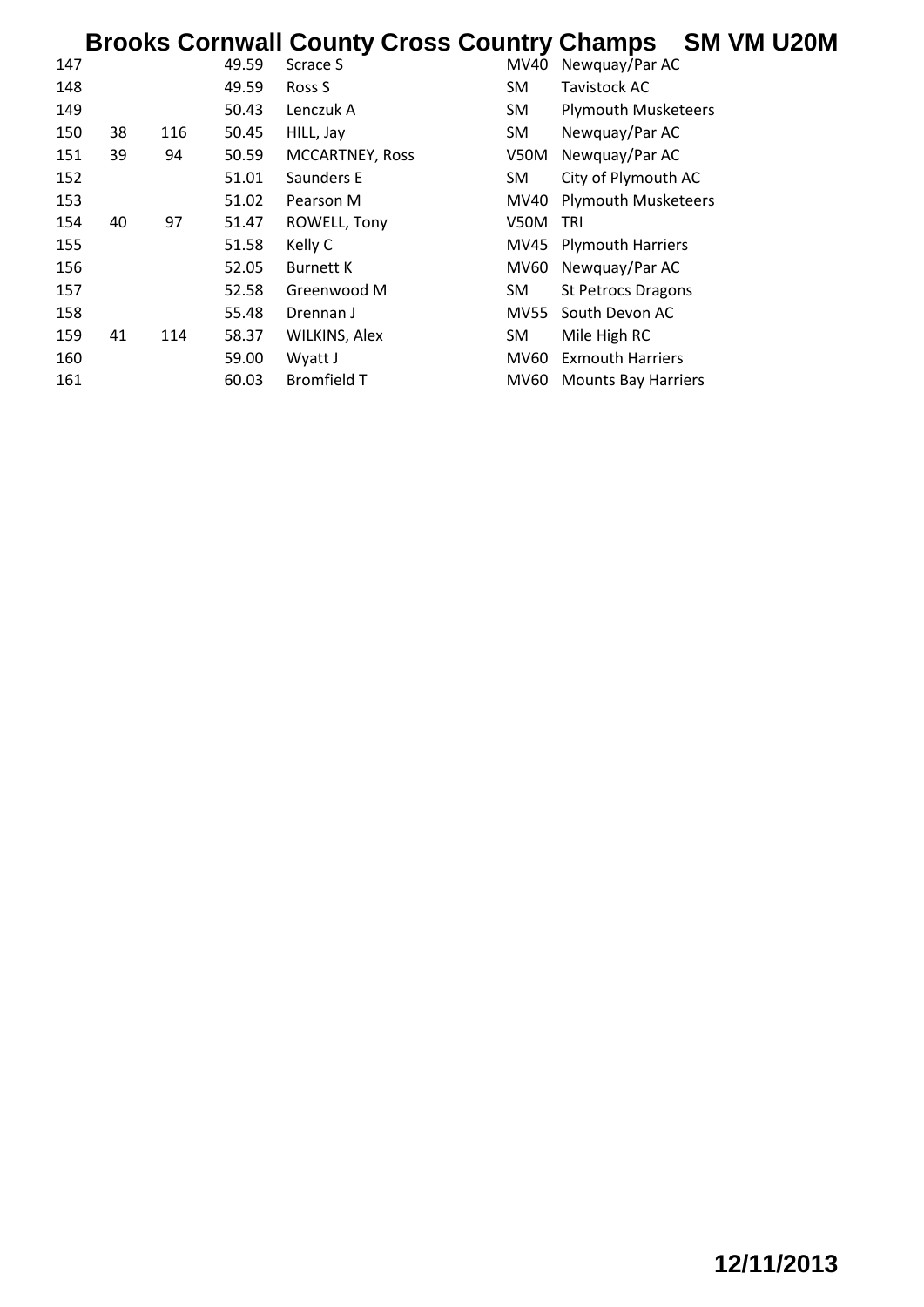# Brooks Cornwall County Cross Country Champs SM VM U20M

| | | | | | | |
|---|---|---|---|---|---|---|
| 147 | | | 49.59 | Scrace S | MV40 | Newquay/Par AC |
| 148 | | | 49.59 | Ross S | SM | Tavistock AC |
| 149 | | | 50.43 | Lenczuk A | SM | Plymouth Musketeers |
| 150 | 38 | 116 | 50.45 | HILL, Jay | SM | Newquay/Par AC |
| 151 | 39 | 94 | 50.59 | MCCARTNEY, Ross | V50M | Newquay/Par AC |
| 152 | | | 51.01 | Saunders E | SM | City of Plymouth AC |
| 153 | | | 51.02 | Pearson M | MV40 | Plymouth Musketeers |
| 154 | 40 | 97 | 51.47 | ROWELL, Tony | V50M | TRI |
| 155 | | | 51.58 | Kelly C | MV45 | Plymouth Harriers |
| 156 | | | 52.05 | Burnett K | MV60 | Newquay/Par AC |
| 157 | | | 52.58 | Greenwood M | SM | St Petrocs Dragons |
| 158 | | | 55.48 | Drennan J | MV55 | South Devon AC |
| 159 | 41 | 114 | 58.37 | WILKINS, Alex | SM | Mile High RC |
| 160 | | | 59.00 | Wyatt J | MV60 | Exmouth Harriers |
| 161 | | | 60.03 | Bromfield T | MV60 | Mounts Bay Harriers |

**12/11/2013**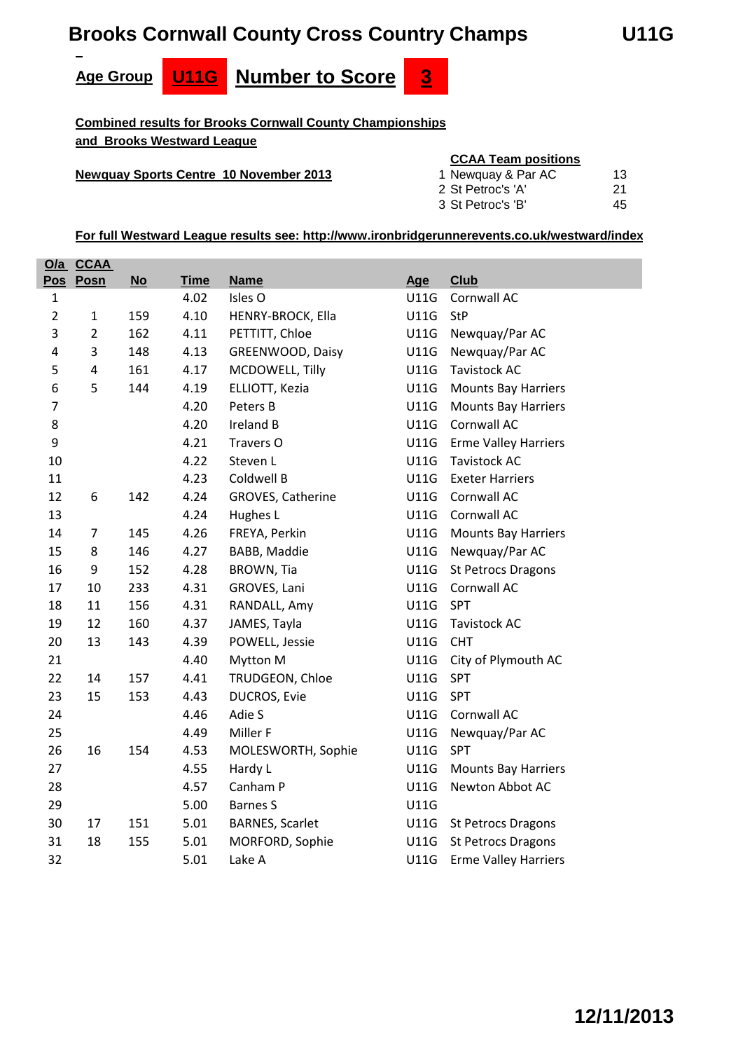# Brooks Cornwall County Cross Country Champs — U11G

**Age Group** **U11G** **Number to Score** **3**

**Combined results for Brooks Cornwall County Championships and Brooks Westward League**

**Newquay Sports Centre 10 November 2013**

**CCAA Team positions**

| | | |
|---|---|---|
| 1 | Newquay & Par AC | 13 |
| 2 | St Petroc's 'A' | 21 |
| 3 | St Petroc's 'B' | 45 |

**For full Westward League results see: http://www.ironbridgerunnerevents.co.uk/westward/index**

| O/a Pos | CCAA Posn | No | Time | Name | Age | Club |
|---|---|---|---|---|---|---|
| 1 | | | 4.02 | Isles O | U11G | Cornwall AC |
| 2 | 1 | 159 | 4.10 | HENRY-BROCK, Ella | U11G | StP |
| 3 | 2 | 162 | 4.11 | PETTITT, Chloe | U11G | Newquay/Par AC |
| 4 | 3 | 148 | 4.13 | GREENWOOD, Daisy | U11G | Newquay/Par AC |
| 5 | 4 | 161 | 4.17 | MCDOWELL, Tilly | U11G | Tavistock AC |
| 6 | 5 | 144 | 4.19 | ELLIOTT, Kezia | U11G | Mounts Bay Harriers |
| 7 | | | 4.20 | Peters B | U11G | Mounts Bay Harriers |
| 8 | | | 4.20 | Ireland B | U11G | Cornwall AC |
| 9 | | | 4.21 | Travers O | U11G | Erme Valley Harriers |
| 10 | | | 4.22 | Steven L | U11G | Tavistock AC |
| 11 | | | 4.23 | Coldwell B | U11G | Exeter Harriers |
| 12 | 6 | 142 | 4.24 | GROVES, Catherine | U11G | Cornwall AC |
| 13 | | | 4.24 | Hughes L | U11G | Cornwall AC |
| 14 | 7 | 145 | 4.26 | FREYA, Perkin | U11G | Mounts Bay Harriers |
| 15 | 8 | 146 | 4.27 | BABB, Maddie | U11G | Newquay/Par AC |
| 16 | 9 | 152 | 4.28 | BROWN, Tia | U11G | St Petrocs Dragons |
| 17 | 10 | 233 | 4.31 | GROVES, Lani | U11G | Cornwall AC |
| 18 | 11 | 156 | 4.31 | RANDALL, Amy | U11G | SPT |
| 19 | 12 | 160 | 4.37 | JAMES, Tayla | U11G | Tavistock AC |
| 20 | 13 | 143 | 4.39 | POWELL, Jessie | U11G | CHT |
| 21 | | | 4.40 | Mytton M | U11G | City of Plymouth AC |
| 22 | 14 | 157 | 4.41 | TRUDGEON, Chloe | U11G | SPT |
| 23 | 15 | 153 | 4.43 | DUCROS, Evie | U11G | SPT |
| 24 | | | 4.46 | Adie S | U11G | Cornwall AC |
| 25 | | | 4.49 | Miller F | U11G | Newquay/Par AC |
| 26 | 16 | 154 | 4.53 | MOLESWORTH, Sophie | U11G | SPT |
| 27 | | | 4.55 | Hardy L | U11G | Mounts Bay Harriers |
| 28 | | | 4.57 | Canham P | U11G | Newton Abbot AC |
| 29 | | | 5.00 | Barnes S | U11G | |
| 30 | 17 | 151 | 5.01 | BARNES, Scarlet | U11G | St Petrocs Dragons |
| 31 | 18 | 155 | 5.01 | MORFORD, Sophie | U11G | St Petrocs Dragons |
| 32 | | | 5.01 | Lake A | U11G | Erme Valley Harriers |

**12/11/2013**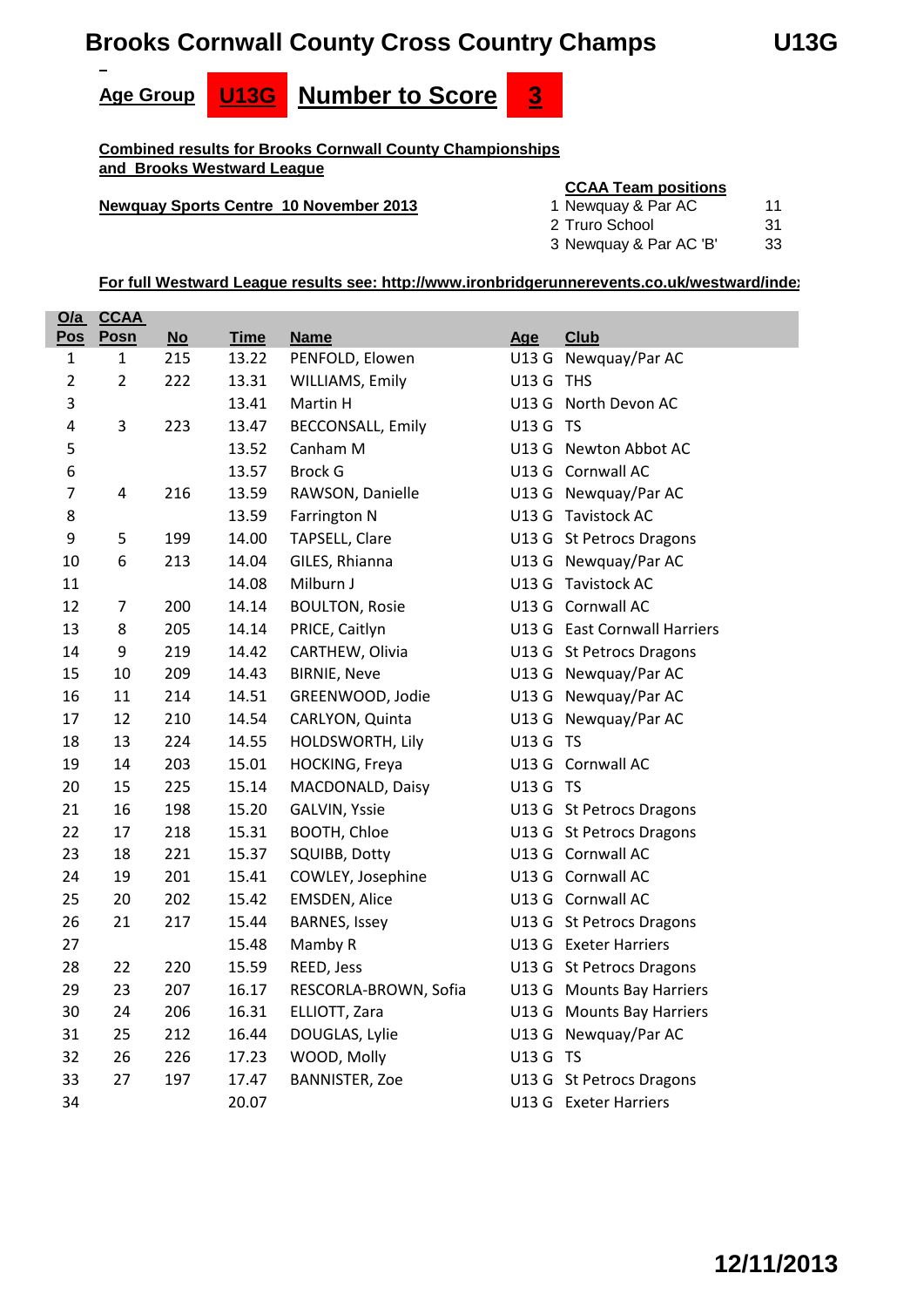# Brooks Cornwall County Cross Country Champs U13G

**Age Group** **U13G** **Number to Score** **3**

**Combined results for Brooks Cornwall County Championships and Brooks Westward League**

**Newquay Sports Centre 10 November 2013**

**CCAA Team positions**

| | | |
|---|---|---|
| 1 | Newquay & Par AC | 11 |
| 2 | Truro School | 31 |
| 3 | Newquay & Par AC 'B' | 33 |

**For full Westward League results see: http://www.ironbridgerunnerevents.co.uk/westward/index**

| O/a Pos | CCAA Posn | No | Time | Name | Age | Club |
|---|---|---|---|---|---|---|
| 1 | 1 | 215 | 13.22 | PENFOLD, Elowen | U13 G | Newquay/Par AC |
| 2 | 2 | 222 | 13.31 | WILLIAMS, Emily | U13 G | THS |
| 3 | | | 13.41 | Martin H | U13 G | North Devon AC |
| 4 | 3 | 223 | 13.47 | BECCONSALL, Emily | U13 G | TS |
| 5 | | | 13.52 | Canham M | U13 G | Newton Abbot AC |
| 6 | | | 13.57 | Brock G | U13 G | Cornwall AC |
| 7 | 4 | 216 | 13.59 | RAWSON, Danielle | U13 G | Newquay/Par AC |
| 8 | | | 13.59 | Farrington N | U13 G | Tavistock AC |
| 9 | 5 | 199 | 14.00 | TAPSELL, Clare | U13 G | St Petrocs Dragons |
| 10 | 6 | 213 | 14.04 | GILES, Rhianna | U13 G | Newquay/Par AC |
| 11 | | | 14.08 | Milburn J | U13 G | Tavistock AC |
| 12 | 7 | 200 | 14.14 | BOULTON, Rosie | U13 G | Cornwall AC |
| 13 | 8 | 205 | 14.14 | PRICE, Caitlyn | U13 G | East Cornwall Harriers |
| 14 | 9 | 219 | 14.42 | CARTHEW, Olivia | U13 G | St Petrocs Dragons |
| 15 | 10 | 209 | 14.43 | BIRNIE, Neve | U13 G | Newquay/Par AC |
| 16 | 11 | 214 | 14.51 | GREENWOOD, Jodie | U13 G | Newquay/Par AC |
| 17 | 12 | 210 | 14.54 | CARLYON, Quinta | U13 G | Newquay/Par AC |
| 18 | 13 | 224 | 14.55 | HOLDSWORTH, Lily | U13 G | TS |
| 19 | 14 | 203 | 15.01 | HOCKING, Freya | U13 G | Cornwall AC |
| 20 | 15 | 225 | 15.14 | MACDONALD, Daisy | U13 G | TS |
| 21 | 16 | 198 | 15.20 | GALVIN, Yssie | U13 G | St Petrocs Dragons |
| 22 | 17 | 218 | 15.31 | BOOTH, Chloe | U13 G | St Petrocs Dragons |
| 23 | 18 | 221 | 15.37 | SQUIBB, Dotty | U13 G | Cornwall AC |
| 24 | 19 | 201 | 15.41 | COWLEY, Josephine | U13 G | Cornwall AC |
| 25 | 20 | 202 | 15.42 | EMSDEN, Alice | U13 G | Cornwall AC |
| 26 | 21 | 217 | 15.44 | BARNES, Issey | U13 G | St Petrocs Dragons |
| 27 | | | 15.48 | Mamby R | U13 G | Exeter Harriers |
| 28 | 22 | 220 | 15.59 | REED, Jess | U13 G | St Petrocs Dragons |
| 29 | 23 | 207 | 16.17 | RESCORLA-BROWN, Sofia | U13 G | Mounts Bay Harriers |
| 30 | 24 | 206 | 16.31 | ELLIOTT, Zara | U13 G | Mounts Bay Harriers |
| 31 | 25 | 212 | 16.44 | DOUGLAS, Lylie | U13 G | Newquay/Par AC |
| 32 | 26 | 226 | 17.23 | WOOD, Molly | U13 G | TS |
| 33 | 27 | 197 | 17.47 | BANNISTER, Zoe | U13 G | St Petrocs Dragons |
| 34 | | | 20.07 | | U13 G | Exeter Harriers |

**12/11/2013**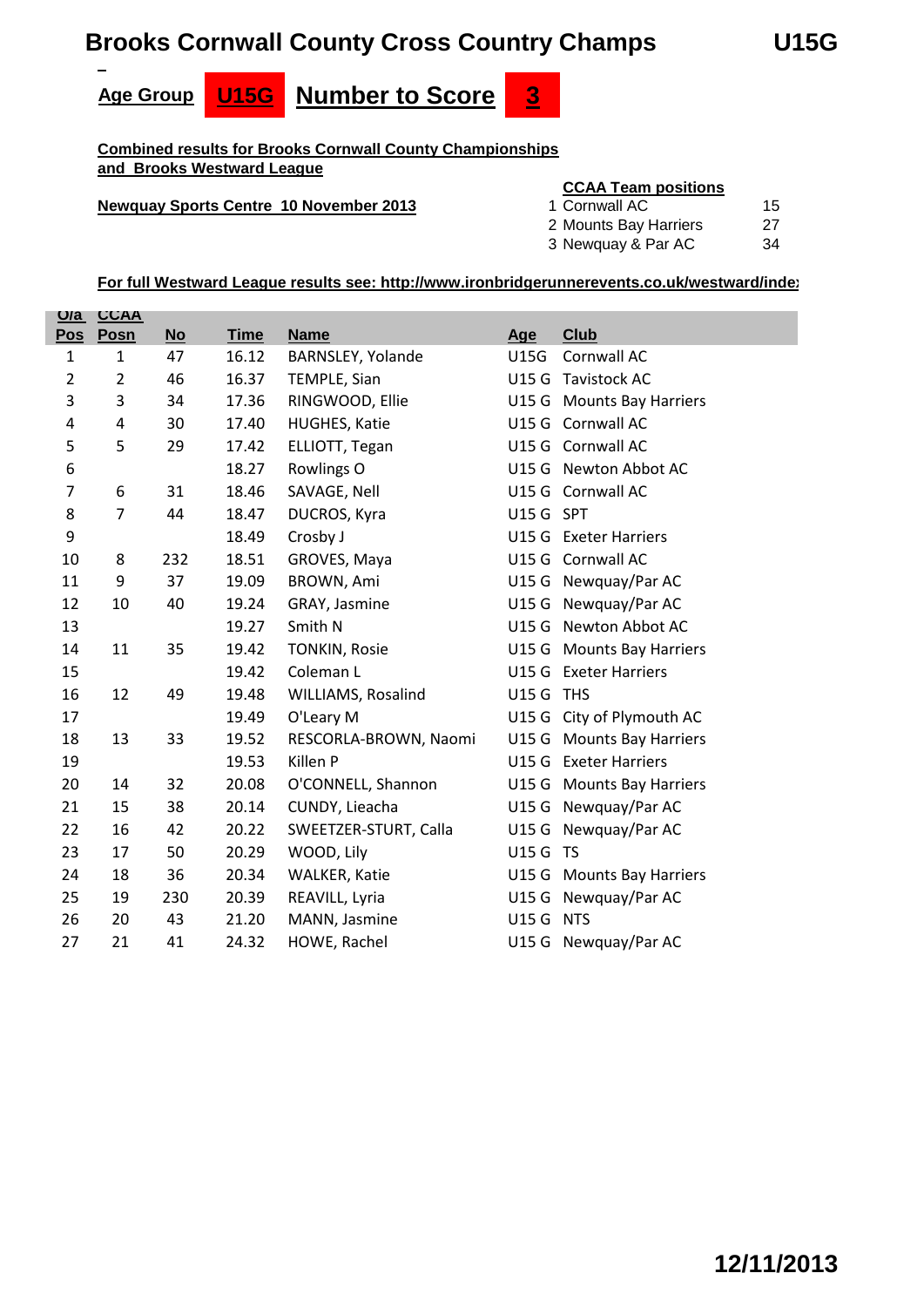# Brooks Cornwall County Cross Country Champs U15G

**Age Group** **U15G** **Number to Score** **3**

**Combined results for Brooks Cornwall County Championships and Brooks Westward League**

**Newquay Sports Centre 10 November 2013**

**CCAA Team positions**

| | | |
|---|---|---|
| 1 | Cornwall AC | 15 |
| 2 | Mounts Bay Harriers | 27 |
| 3 | Newquay & Par AC | 34 |

**For full Westward League results see: http://www.ironbridgerunnerevents.co.uk/westward/inde**

| O/a Pos | CCAA Posn | No | Time | Name | Age | Club |
|---|---|---|---|---|---|---|
| 1 | 1 | 47 | 16.12 | BARNSLEY, Yolande | U15G | Cornwall AC |
| 2 | 2 | 46 | 16.37 | TEMPLE, Sian | U15 G | Tavistock AC |
| 3 | 3 | 34 | 17.36 | RINGWOOD, Ellie | U15 G | Mounts Bay Harriers |
| 4 | 4 | 30 | 17.40 | HUGHES, Katie | U15 G | Cornwall AC |
| 5 | 5 | 29 | 17.42 | ELLIOTT, Tegan | U15 G | Cornwall AC |
| 6 | | | 18.27 | Rowlings O | U15 G | Newton Abbot AC |
| 7 | 6 | 31 | 18.46 | SAVAGE, Nell | U15 G | Cornwall AC |
| 8 | 7 | 44 | 18.47 | DUCROS, Kyra | U15 G | SPT |
| 9 | | | 18.49 | Crosby J | U15 G | Exeter Harriers |
| 10 | 8 | 232 | 18.51 | GROVES, Maya | U15 G | Cornwall AC |
| 11 | 9 | 37 | 19.09 | BROWN, Ami | U15 G | Newquay/Par AC |
| 12 | 10 | 40 | 19.24 | GRAY, Jasmine | U15 G | Newquay/Par AC |
| 13 | | | 19.27 | Smith N | U15 G | Newton Abbot AC |
| 14 | 11 | 35 | 19.42 | TONKIN, Rosie | U15 G | Mounts Bay Harriers |
| 15 | | | 19.42 | Coleman L | U15 G | Exeter Harriers |
| 16 | 12 | 49 | 19.48 | WILLIAMS, Rosalind | U15 G | THS |
| 17 | | | 19.49 | O'Leary M | U15 G | City of Plymouth AC |
| 18 | 13 | 33 | 19.52 | RESCORLA-BROWN, Naomi | U15 G | Mounts Bay Harriers |
| 19 | | | 19.53 | Killen P | U15 G | Exeter Harriers |
| 20 | 14 | 32 | 20.08 | O'CONNELL, Shannon | U15 G | Mounts Bay Harriers |
| 21 | 15 | 38 | 20.14 | CUNDY, Lieacha | U15 G | Newquay/Par AC |
| 22 | 16 | 42 | 20.22 | SWEETZER-STURT, Calla | U15 G | Newquay/Par AC |
| 23 | 17 | 50 | 20.29 | WOOD, Lily | U15 G | TS |
| 24 | 18 | 36 | 20.34 | WALKER, Katie | U15 G | Mounts Bay Harriers |
| 25 | 19 | 230 | 20.39 | REAVILL, Lyria | U15 G | Newquay/Par AC |
| 26 | 20 | 43 | 21.20 | MANN, Jasmine | U15 G | NTS |
| 27 | 21 | 41 | 24.32 | HOWE, Rachel | U15 G | Newquay/Par AC |

**12/11/2013**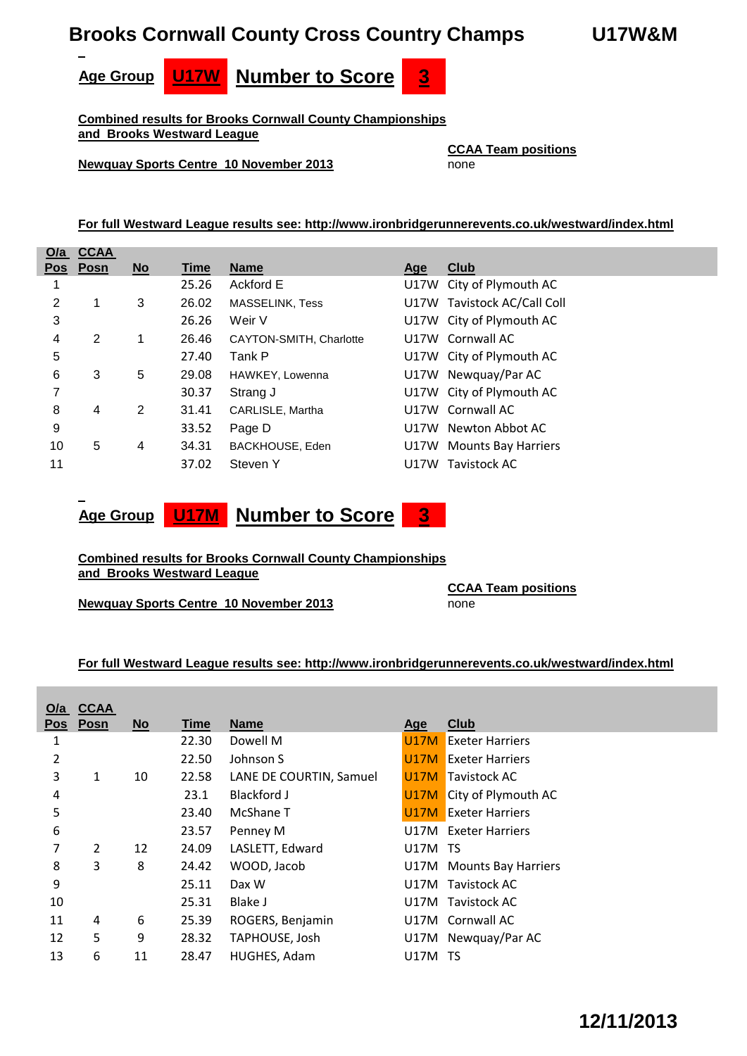# Brooks Cornwall County Cross Country Champs

**U17W&M**

**Age Group** **U17W** **Number to Score** **3**

**Combined results for Brooks Cornwall County Championships and Brooks Westward League**

**Newquay Sports Centre 10 November 2013**

**CCAA Team positions**
none

**For full Westward League results see: http://www.ironbridgerunnerevents.co.uk/westward/index.html**

| O/a Pos | CCAA Posn | No | Time | Name | Age | Club |
|---|---|---|---|---|---|---|
| 1 | | | 25.26 | Ackford E | U17W | City of Plymouth AC |
| 2 | 1 | 3 | 26.02 | MASSELINK, Tess | U17W | Tavistock AC/Call Coll |
| 3 | | | 26.26 | Weir V | U17W | City of Plymouth AC |
| 4 | 2 | 1 | 26.46 | CAYTON-SMITH, Charlotte | U17W | Cornwall AC |
| 5 | | | 27.40 | Tank P | U17W | City of Plymouth AC |
| 6 | 3 | 5 | 29.08 | HAWKEY, Lowenna | U17W | Newquay/Par AC |
| 7 | | | 30.37 | Strang J | U17W | City of Plymouth AC |
| 8 | 4 | 2 | 31.41 | CARLISLE, Martha | U17W | Cornwall AC |
| 9 | | | 33.52 | Page D | U17W | Newton Abbot AC |
| 10 | 5 | 4 | 34.31 | BACKHOUSE, Eden | U17W | Mounts Bay Harriers |
| 11 | | | 37.02 | Steven Y | U17W | Tavistock AC |

**Age Group** **U17M** **Number to Score** **3**

**Combined results for Brooks Cornwall County Championships and Brooks Westward League**

**Newquay Sports Centre 10 November 2013**

**CCAA Team positions**
none

**For full Westward League results see: http://www.ironbridgerunnerevents.co.uk/westward/index.html**

| O/a Pos | CCAA Posn | No | Time | Name | Age | Club |
|---|---|---|---|---|---|---|
| 1 | | | 22.30 | Dowell M | U17M | Exeter Harriers |
| 2 | | | 22.50 | Johnson S | U17M | Exeter Harriers |
| 3 | 1 | 10 | 22.58 | LANE DE COURTIN, Samuel | U17M | Tavistock AC |
| 4 | | | 23.1 | Blackford J | U17M | City of Plymouth AC |
| 5 | | | 23.40 | McShane T | U17M | Exeter Harriers |
| 6 | | | 23.57 | Penney M | U17M | Exeter Harriers |
| 7 | 2 | 12 | 24.09 | LASLETT, Edward | U17M | TS |
| 8 | 3 | 8 | 24.42 | WOOD, Jacob | U17M | Mounts Bay Harriers |
| 9 | | | 25.11 | Dax W | U17M | Tavistock AC |
| 10 | | | 25.31 | Blake J | U17M | Tavistock AC |
| 11 | 4 | 6 | 25.39 | ROGERS, Benjamin | U17M | Cornwall AC |
| 12 | 5 | 9 | 28.32 | TAPHOUSE, Josh | U17M | Newquay/Par AC |
| 13 | 6 | 11 | 28.47 | HUGHES, Adam | U17M | TS |

**12/11/2013**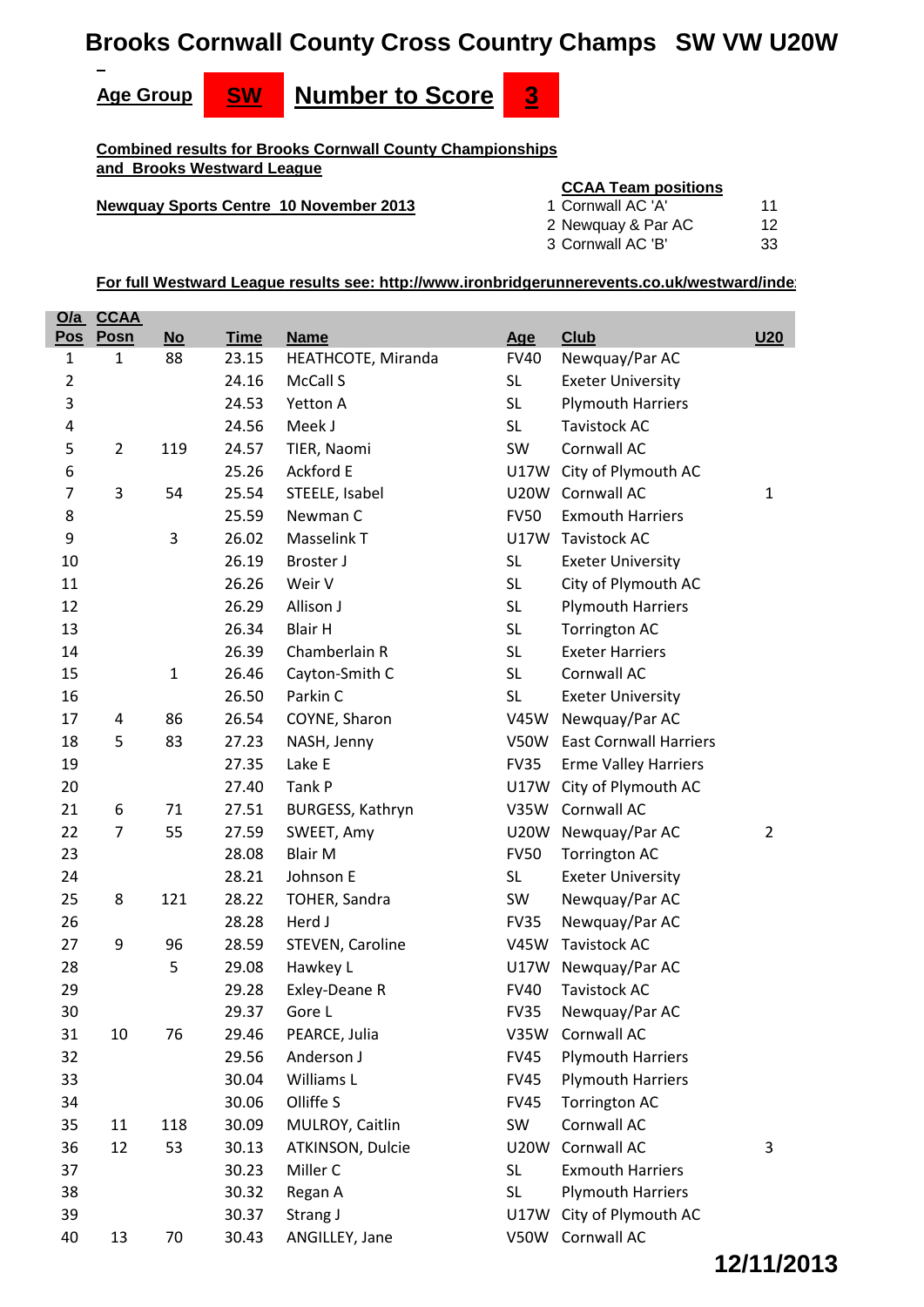# Brooks Cornwall County Cross Country Champs SW VW U20W

**Age Group** **SW** **Number to Score** **3**

**Combined results for Brooks Cornwall County Championships and Brooks Westward League**

**Newquay Sports Centre 10 November 2013**

**CCAA Team positions**

| | | |
|---|---|---|
| 1 | Cornwall AC 'A' | 11 |
| 2 | Newquay & Par AC | 12 |
| 3 | Cornwall AC 'B' | 33 |

**For full Westward League results see: http://www.ironbridgerunnerevents.co.uk/westward/inde**

| O/a Pos | CCAA Posn | No | Time | Name | Age | Club | U20 |
|---|---|---|---|---|---|---|---|
| 1 | 1 | 88 | 23.15 | HEATHCOTE, Miranda | FV40 | Newquay/Par AC | |
| 2 | | | 24.16 | McCall S | SL | Exeter University | |
| 3 | | | 24.53 | Yetton A | SL | Plymouth Harriers | |
| 4 | | | 24.56 | Meek J | SL | Tavistock AC | |
| 5 | 2 | 119 | 24.57 | TIER, Naomi | SW | Cornwall AC | |
| 6 | | | 25.26 | Ackford E | U17W | City of Plymouth AC | |
| 7 | 3 | 54 | 25.54 | STEELE, Isabel | U20W | Cornwall AC | 1 |
| 8 | | | 25.59 | Newman C | FV50 | Exmouth Harriers | |
| 9 | | 3 | 26.02 | Masselink T | U17W | Tavistock AC | |
| 10 | | | 26.19 | Broster J | SL | Exeter University | |
| 11 | | | 26.26 | Weir V | SL | City of Plymouth AC | |
| 12 | | | 26.29 | Allison J | SL | Plymouth Harriers | |
| 13 | | | 26.34 | Blair H | SL | Torrington AC | |
| 14 | | | 26.39 | Chamberlain R | SL | Exeter Harriers | |
| 15 | | 1 | 26.46 | Cayton-Smith C | SL | Cornwall AC | |
| 16 | | | 26.50 | Parkin C | SL | Exeter University | |
| 17 | 4 | 86 | 26.54 | COYNE, Sharon | V45W | Newquay/Par AC | |
| 18 | 5 | 83 | 27.23 | NASH, Jenny | V50W | East Cornwall Harriers | |
| 19 | | | 27.35 | Lake E | FV35 | Erme Valley Harriers | |
| 20 | | | 27.40 | Tank P | U17W | City of Plymouth AC | |
| 21 | 6 | 71 | 27.51 | BURGESS, Kathryn | V35W | Cornwall AC | |
| 22 | 7 | 55 | 27.59 | SWEET, Amy | U20W | Newquay/Par AC | 2 |
| 23 | | | 28.08 | Blair M | FV50 | Torrington AC | |
| 24 | | | 28.21 | Johnson E | SL | Exeter University | |
| 25 | 8 | 121 | 28.22 | TOHER, Sandra | SW | Newquay/Par AC | |
| 26 | | | 28.28 | Herd J | FV35 | Newquay/Par AC | |
| 27 | 9 | 96 | 28.59 | STEVEN, Caroline | V45W | Tavistock AC | |
| 28 | | 5 | 29.08 | Hawkey L | U17W | Newquay/Par AC | |
| 29 | | | 29.28 | Exley-Deane R | FV40 | Tavistock AC | |
| 30 | | | 29.37 | Gore L | FV35 | Newquay/Par AC | |
| 31 | 10 | 76 | 29.46 | PEARCE, Julia | V35W | Cornwall AC | |
| 32 | | | 29.56 | Anderson J | FV45 | Plymouth Harriers | |
| 33 | | | 30.04 | Williams L | FV45 | Plymouth Harriers | |
| 34 | | | 30.06 | Olliffe S | FV45 | Torrington AC | |
| 35 | 11 | 118 | 30.09 | MULROY, Caitlin | SW | Cornwall AC | |
| 36 | 12 | 53 | 30.13 | ATKINSON, Dulcie | U20W | Cornwall AC | 3 |
| 37 | | | 30.23 | Miller C | SL | Exmouth Harriers | |
| 38 | | | 30.32 | Regan A | SL | Plymouth Harriers | |
| 39 | | | 30.37 | Strang J | U17W | City of Plymouth AC | |
| 40 | 13 | 70 | 30.43 | ANGILLEY, Jane | V50W | Cornwall AC | |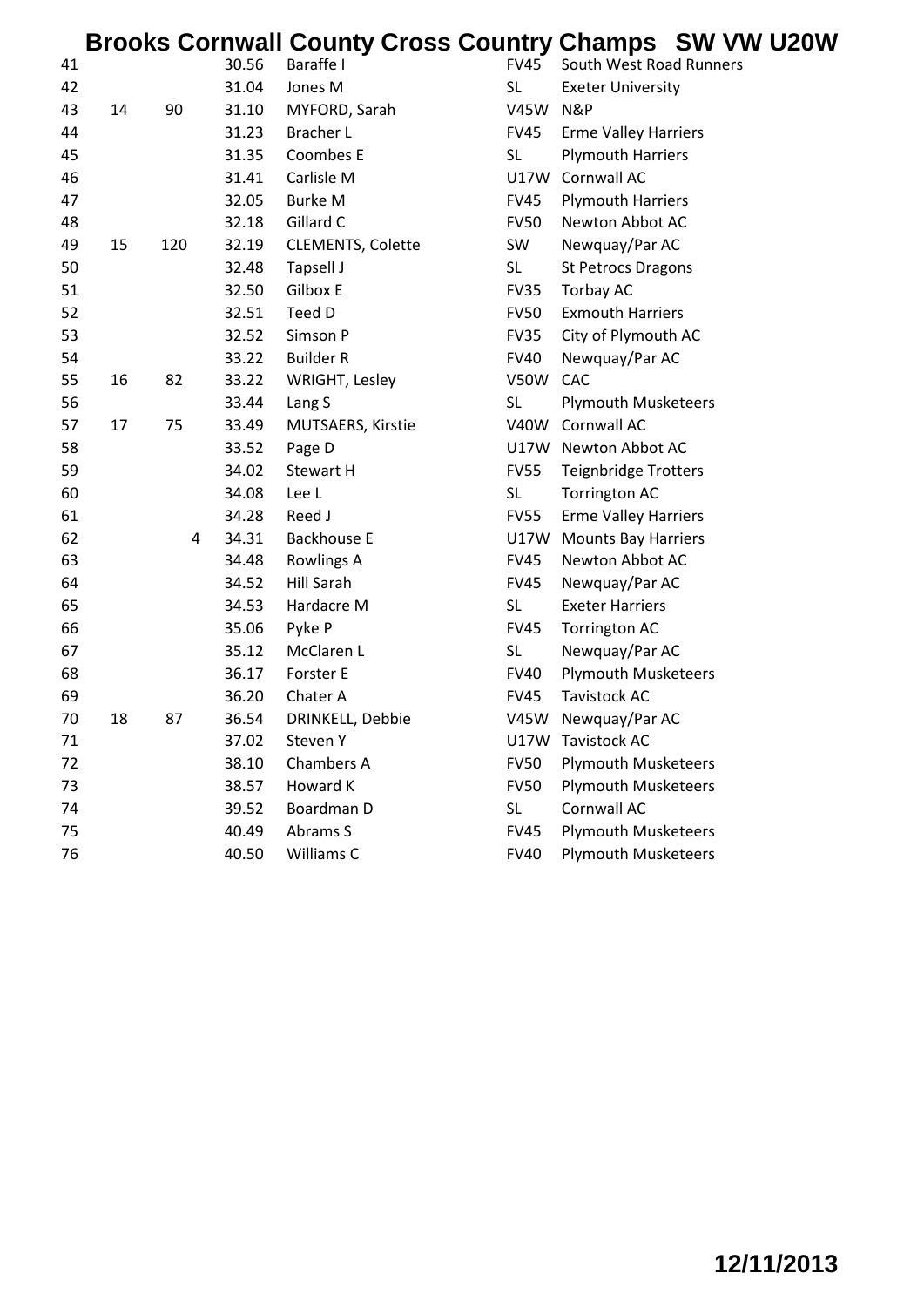# Brooks Cornwall County Cross Country Champs SW VW U20W

| | | | | | | |
|---|---|---|---|---|---|---|
| 41 | | | 30.56 | Baraffe I | FV45 | South West Road Runners |
| 42 | | | 31.04 | Jones M | SL | Exeter University |
| 43 | 14 | 90 | 31.10 | MYFORD, Sarah | V45W | N&P |
| 44 | | | 31.23 | Bracher L | FV45 | Erme Valley Harriers |
| 45 | | | 31.35 | Coombes E | SL | Plymouth Harriers |
| 46 | | | 31.41 | Carlisle M | U17W | Cornwall AC |
| 47 | | | 32.05 | Burke M | FV45 | Plymouth Harriers |
| 48 | | | 32.18 | Gillard C | FV50 | Newton Abbot AC |
| 49 | 15 | 120 | 32.19 | CLEMENTS, Colette | SW | Newquay/Par AC |
| 50 | | | 32.48 | Tapsell J | SL | St Petrocs Dragons |
| 51 | | | 32.50 | Gilbox E | FV35 | Torbay AC |
| 52 | | | 32.51 | Teed D | FV50 | Exmouth Harriers |
| 53 | | | 32.52 | Simson P | FV35 | City of Plymouth AC |
| 54 | | | 33.22 | Builder R | FV40 | Newquay/Par AC |
| 55 | 16 | 82 | 33.22 | WRIGHT, Lesley | V50W | CAC |
| 56 | | | 33.44 | Lang S | SL | Plymouth Musketeers |
| 57 | 17 | 75 | 33.49 | MUTSAERS, Kirstie | V40W | Cornwall AC |
| 58 | | | 33.52 | Page D | U17W | Newton Abbot AC |
| 59 | | | 34.02 | Stewart H | FV55 | Teignbridge Trotters |
| 60 | | | 34.08 | Lee L | SL | Torrington AC |
| 61 | | | 34.28 | Reed J | FV55 | Erme Valley Harriers |
| 62 | | 4 | 34.31 | Backhouse E | U17W | Mounts Bay Harriers |
| 63 | | | 34.48 | Rowlings A | FV45 | Newton Abbot AC |
| 64 | | | 34.52 | Hill Sarah | FV45 | Newquay/Par AC |
| 65 | | | 34.53 | Hardacre M | SL | Exeter Harriers |
| 66 | | | 35.06 | Pyke P | FV45 | Torrington AC |
| 67 | | | 35.12 | McClaren L | SL | Newquay/Par AC |
| 68 | | | 36.17 | Forster E | FV40 | Plymouth Musketeers |
| 69 | | | 36.20 | Chater A | FV45 | Tavistock AC |
| 70 | 18 | 87 | 36.54 | DRINKELL, Debbie | V45W | Newquay/Par AC |
| 71 | | | 37.02 | Steven Y | U17W | Tavistock AC |
| 72 | | | 38.10 | Chambers A | FV50 | Plymouth Musketeers |
| 73 | | | 38.57 | Howard K | FV50 | Plymouth Musketeers |
| 74 | | | 39.52 | Boardman D | SL | Cornwall AC |
| 75 | | | 40.49 | Abrams S | FV45 | Plymouth Musketeers |
| 76 | | | 40.50 | Williams C | FV40 | Plymouth Musketeers |

**12/11/2013**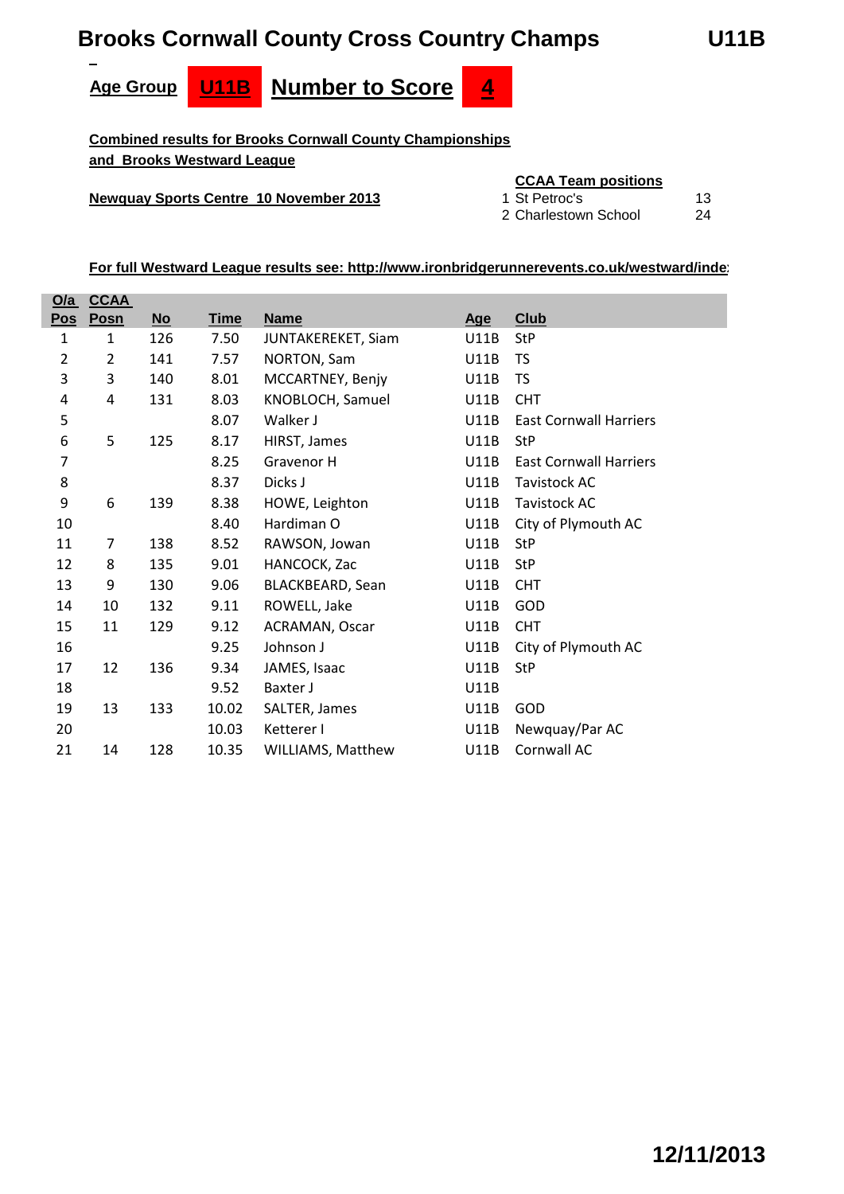# Brooks Cornwall County Cross Country Champs

**U11B**

**Age Group** **U11B** **Number to Score** **4**

**Combined results for Brooks Cornwall County Championships and Brooks Westward League**

**Newquay Sports Centre 10 November 2013**

**CCAA Team positions**

| | | |
|---|---|---|
| 1 | St Petroc's | 13 |
| 2 | Charlestown School | 24 |

**For full Westward League results see: http://www.ironbridgerunnerevents.co.uk/westward/inde**

| O/a Pos | CCAA Posn | No | Time | Name | Age | Club |
|---|---|---|---|---|---|---|
| 1 | 1 | 126 | 7.50 | JUNTAKEREKET, Siam | U11B | StP |
| 2 | 2 | 141 | 7.57 | NORTON, Sam | U11B | TS |
| 3 | 3 | 140 | 8.01 | MCCARTNEY, Benjy | U11B | TS |
| 4 | 4 | 131 | 8.03 | KNOBLOCH, Samuel | U11B | CHT |
| 5 | | | 8.07 | Walker J | U11B | East Cornwall Harriers |
| 6 | 5 | 125 | 8.17 | HIRST, James | U11B | StP |
| 7 | | | 8.25 | Gravenor H | U11B | East Cornwall Harriers |
| 8 | | | 8.37 | Dicks J | U11B | Tavistock AC |
| 9 | 6 | 139 | 8.38 | HOWE, Leighton | U11B | Tavistock AC |
| 10 | | | 8.40 | Hardiman O | U11B | City of Plymouth AC |
| 11 | 7 | 138 | 8.52 | RAWSON, Jowan | U11B | StP |
| 12 | 8 | 135 | 9.01 | HANCOCK, Zac | U11B | StP |
| 13 | 9 | 130 | 9.06 | BLACKBEARD, Sean | U11B | CHT |
| 14 | 10 | 132 | 9.11 | ROWELL, Jake | U11B | GOD |
| 15 | 11 | 129 | 9.12 | ACRAMAN, Oscar | U11B | CHT |
| 16 | | | 9.25 | Johnson J | U11B | City of Plymouth AC |
| 17 | 12 | 136 | 9.34 | JAMES, Isaac | U11B | StP |
| 18 | | | 9.52 | Baxter J | U11B | |
| 19 | 13 | 133 | 10.02 | SALTER, James | U11B | GOD |
| 20 | | | 10.03 | Ketterer I | U11B | Newquay/Par AC |
| 21 | 14 | 128 | 10.35 | WILLIAMS, Matthew | U11B | Cornwall AC |

**12/11/2013**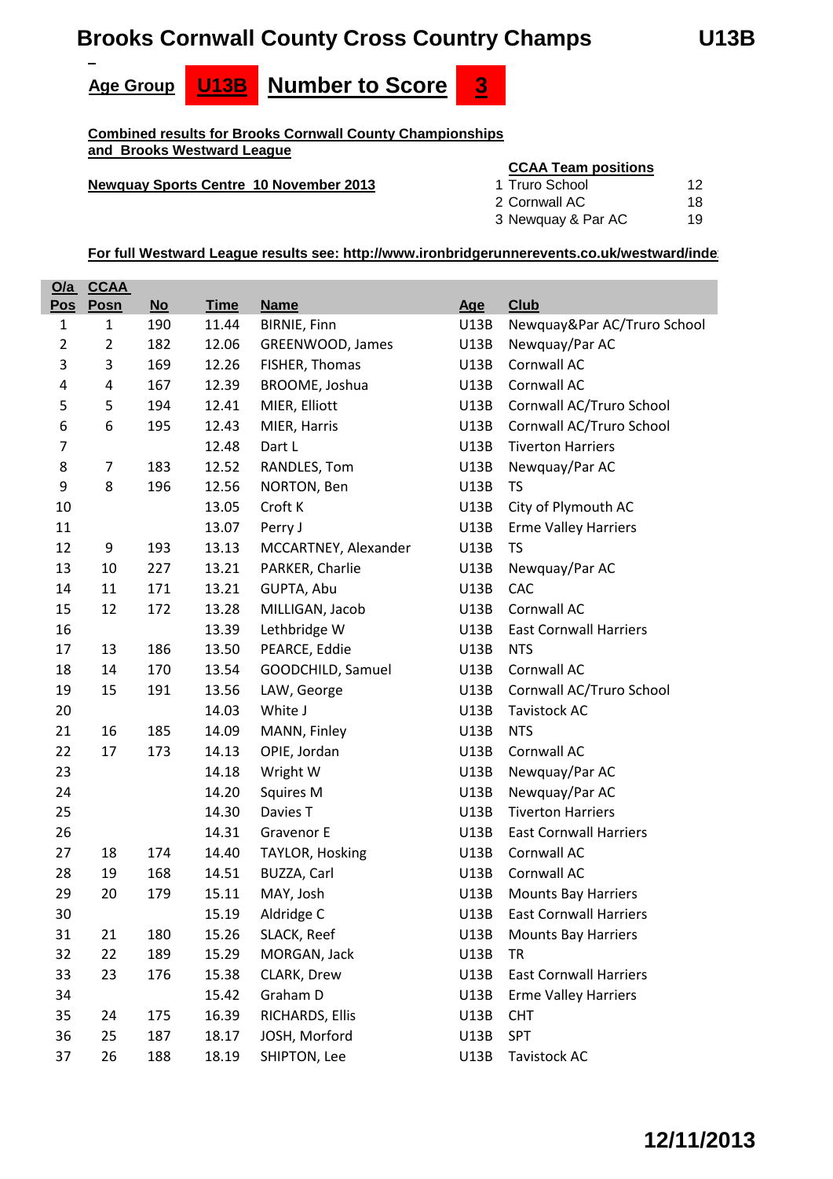# Brooks Cornwall County Cross Country Champs U13B

**Age Group** **U13B** **Number to Score** **3**

**Combined results for Brooks Cornwall County Championships and Brooks Westward League**

**Newquay Sports Centre 10 November 2013**

**CCAA Team positions**

| | | |
|---|---|---|
| 1 | Truro School | 12 |
| 2 | Cornwall AC | 18 |
| 3 | Newquay & Par AC | 19 |

**For full Westward League results see: http://www.ironbridgerunnerevents.co.uk/westward/inde**

| O/a Pos | CCAA Posn | No | Time | Name | Age | Club |
|---|---|---|---|---|---|---|
| 1 | 1 | 190 | 11.44 | BIRNIE, Finn | U13B | Newquay&Par AC/Truro School |
| 2 | 2 | 182 | 12.06 | GREENWOOD, James | U13B | Newquay/Par AC |
| 3 | 3 | 169 | 12.26 | FISHER, Thomas | U13B | Cornwall AC |
| 4 | 4 | 167 | 12.39 | BROOME, Joshua | U13B | Cornwall AC |
| 5 | 5 | 194 | 12.41 | MIER, Elliott | U13B | Cornwall AC/Truro School |
| 6 | 6 | 195 | 12.43 | MIER, Harris | U13B | Cornwall AC/Truro School |
| 7 | | | 12.48 | Dart L | U13B | Tiverton Harriers |
| 8 | 7 | 183 | 12.52 | RANDLES, Tom | U13B | Newquay/Par AC |
| 9 | 8 | 196 | 12.56 | NORTON, Ben | U13B | TS |
| 10 | | | 13.05 | Croft K | U13B | City of Plymouth AC |
| 11 | | | 13.07 | Perry J | U13B | Erme Valley Harriers |
| 12 | 9 | 193 | 13.13 | MCCARTNEY, Alexander | U13B | TS |
| 13 | 10 | 227 | 13.21 | PARKER, Charlie | U13B | Newquay/Par AC |
| 14 | 11 | 171 | 13.21 | GUPTA, Abu | U13B | CAC |
| 15 | 12 | 172 | 13.28 | MILLIGAN, Jacob | U13B | Cornwall AC |
| 16 | | | 13.39 | Lethbridge W | U13B | East Cornwall Harriers |
| 17 | 13 | 186 | 13.50 | PEARCE, Eddie | U13B | NTS |
| 18 | 14 | 170 | 13.54 | GOODCHILD, Samuel | U13B | Cornwall AC |
| 19 | 15 | 191 | 13.56 | LAW, George | U13B | Cornwall AC/Truro School |
| 20 | | | 14.03 | White J | U13B | Tavistock AC |
| 21 | 16 | 185 | 14.09 | MANN, Finley | U13B | NTS |
| 22 | 17 | 173 | 14.13 | OPIE, Jordan | U13B | Cornwall AC |
| 23 | | | 14.18 | Wright W | U13B | Newquay/Par AC |
| 24 | | | 14.20 | Squires M | U13B | Newquay/Par AC |
| 25 | | | 14.30 | Davies T | U13B | Tiverton Harriers |
| 26 | | | 14.31 | Gravenor E | U13B | East Cornwall Harriers |
| 27 | 18 | 174 | 14.40 | TAYLOR, Hosking | U13B | Cornwall AC |
| 28 | 19 | 168 | 14.51 | BUZZA, Carl | U13B | Cornwall AC |
| 29 | 20 | 179 | 15.11 | MAY, Josh | U13B | Mounts Bay Harriers |
| 30 | | | 15.19 | Aldridge C | U13B | East Cornwall Harriers |
| 31 | 21 | 180 | 15.26 | SLACK, Reef | U13B | Mounts Bay Harriers |
| 32 | 22 | 189 | 15.29 | MORGAN, Jack | U13B | TR |
| 33 | 23 | 176 | 15.38 | CLARK, Drew | U13B | East Cornwall Harriers |
| 34 | | | 15.42 | Graham D | U13B | Erme Valley Harriers |
| 35 | 24 | 175 | 16.39 | RICHARDS, Ellis | U13B | CHT |
| 36 | 25 | 187 | 18.17 | JOSH, Morford | U13B | SPT |
| 37 | 26 | 188 | 18.19 | SHIPTON, Lee | U13B | Tavistock AC |

**12/11/2013**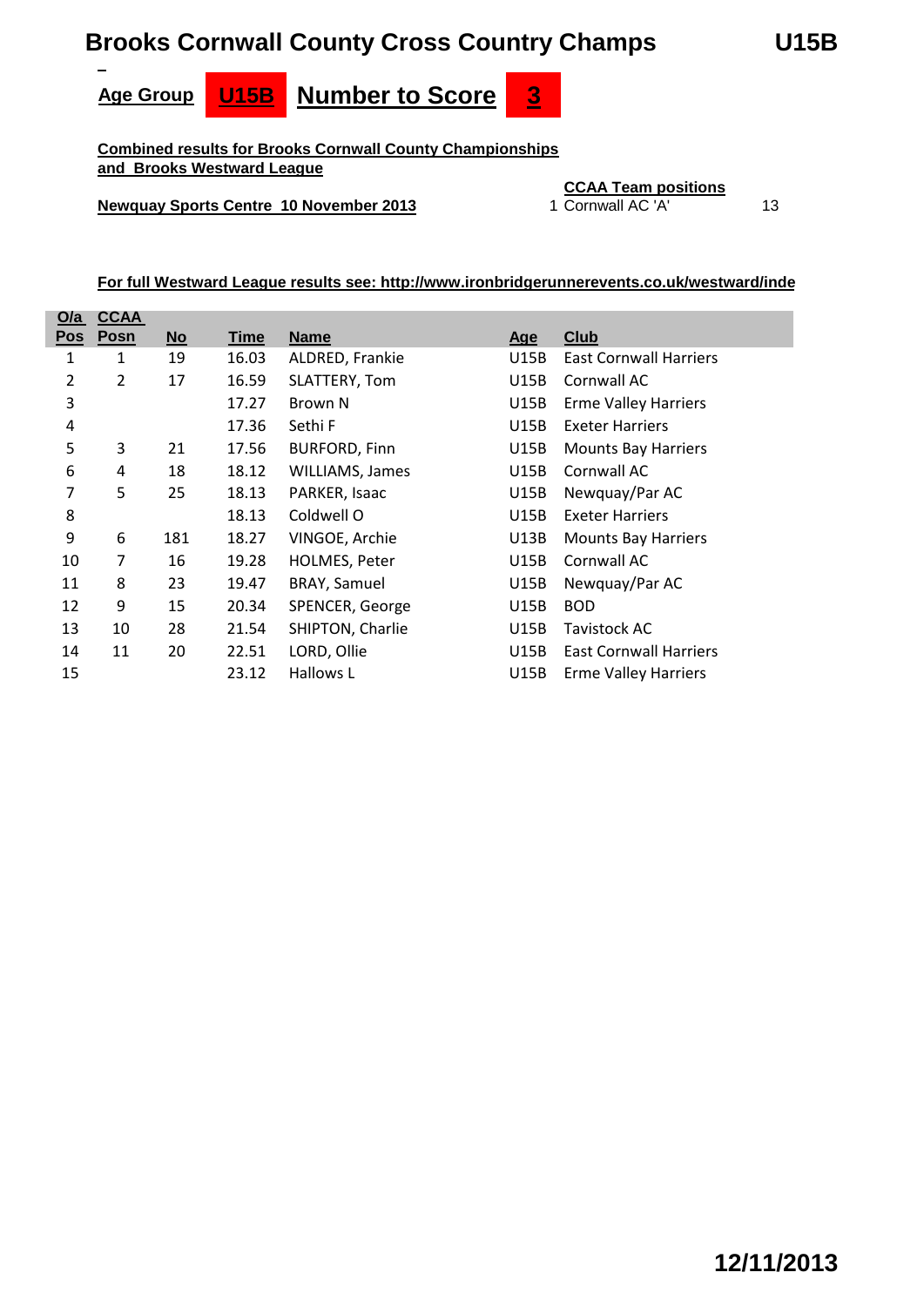# Brooks Cornwall County Cross Country Champs

**U15B**

**Age Group** **U15B** **Number to Score** **3**

**Combined results for Brooks Cornwall County Championships and Brooks Westward League**

**Newquay Sports Centre 10 November 2013**

**CCAA Team positions**

1 Cornwall AC 'A' 13

**For full Westward League results see: http://www.ironbridgerunnerevents.co.uk/westward/inde**

| O/a Pos | CCAA Posn | No | Time | Name | Age | Club |
|---|---|---|---|---|---|---|
| 1 | 1 | 19 | 16.03 | ALDRED, Frankie | U15B | East Cornwall Harriers |
| 2 | 2 | 17 | 16.59 | SLATTERY, Tom | U15B | Cornwall AC |
| 3 | | | 17.27 | Brown N | U15B | Erme Valley Harriers |
| 4 | | | 17.36 | Sethi F | U15B | Exeter Harriers |
| 5 | 3 | 21 | 17.56 | BURFORD, Finn | U15B | Mounts Bay Harriers |
| 6 | 4 | 18 | 18.12 | WILLIAMS, James | U15B | Cornwall AC |
| 7 | 5 | 25 | 18.13 | PARKER, Isaac | U15B | Newquay/Par AC |
| 8 | | | 18.13 | Coldwell O | U15B | Exeter Harriers |
| 9 | 6 | 181 | 18.27 | VINGOE, Archie | U13B | Mounts Bay Harriers |
| 10 | 7 | 16 | 19.28 | HOLMES, Peter | U15B | Cornwall AC |
| 11 | 8 | 23 | 19.47 | BRAY, Samuel | U15B | Newquay/Par AC |
| 12 | 9 | 15 | 20.34 | SPENCER, George | U15B | BOD |
| 13 | 10 | 28 | 21.54 | SHIPTON, Charlie | U15B | Tavistock AC |
| 14 | 11 | 20 | 22.51 | LORD, Ollie | U15B | East Cornwall Harriers |
| 15 | | | 23.12 | Hallows L | U15B | Erme Valley Harriers |

**12/11/2013**